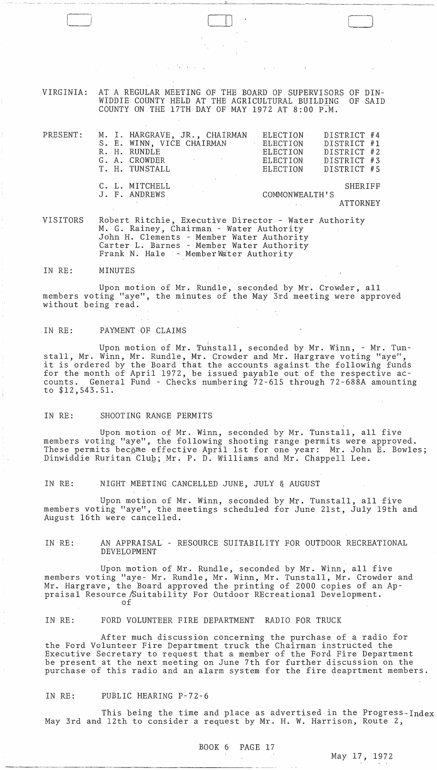VIRGINIA: AT A REGULAR MEETING OF THE BOARD OF SUPERVISORS OF DINWIDDIE COUNTY HELD AT THE AGRICULTURAL BUILDING OF SAID COUNTY ON THE 17TH DAY OF MAY 1972 AT 8:00 P.M.

| PRESENT: | | | |
|---|---|---|---|
| | M. I. HARGRAVE, JR., CHAIRMAN | ELECTION | DISTRICT #4 |
| | S. E. WINN, VICE CHAIRMAN | ELECTION | DISTRICT #1 |
| | R. H. RUNDLE | ELECTION | DISTRICT #2 |
| | G. A. CROWDER | ELECTION | DISTRICT #3 |
| | T. H. TUNSTALL | ELECTION | DISTRICT #5 |
| | C. L. MITCHELL | | SHERIFF |
| | J. F. ANDREWS | COMMONWEALTH'S | ATTORNEY |

VISITORS
Robert Ritchie, Executive Director - Water Authority
M. G. Rainey, Chairman - Water Authority
John H. Clements - Member Water Authority
Carter L. Barnes - Member Water Authority
Frank N. Hale - Member Water Authority

IN RE: MINUTES

Upon motion of Mr. Rundle, seconded by Mr. Crowder, all members voting "aye", the minutes of the May 3rd meeting were approved without being read.

IN RE: PAYMENT OF CLAIMS

Upon motion of Mr. Tunstall, seconded by Mr. Winn, - Mr. Tunstall, Mr. Winn, Mr. Rundle, Mr. Crowder and Mr. Hargrave voting "aye", it is ordered by the Board that the accounts against the following funds for the month of April 1972, be issued payable out of the respective accounts. General Fund - Checks numbering 72-615 through 72-688A amounting to $12,543.51.

IN RE: SHOOTING RANGE PERMITS

Upon motion of Mr. Winn, seconded by Mr. Tunstall, all five members voting "aye", the following shooting range permits were approved. These permits become effective April 1st for one year: Mr. John E. Bowles; Dinwiddie Ruritan Club; Mr. P. D. Williams and Mr. Chappell Lee.

IN RE: NIGHT MEETING CANCELLED JUNE, JULY & AUGUST

Upon motion of Mr. Winn, seconded by Mr. Tunstall, all five members voting "aye", the meetings scheduled for June 21st, July 19th and August 16th were cancelled.

IN RE: AN APPRAISAL - RESOURCE SUITABILITY FOR OUTDOOR RECREATIONAL DEVELOPMENT

Upon motion of Mr. Rundle, seconded by Mr. Winn, all five members voting "aye- Mr. Rundle, Mr. Winn, Mr. Tunstall, Mr. Crowder and Mr. Hargrave, the Board approved the printing of 2000 copies of an Appraisal of Resource Suitability For Outdoor REcreational Development.

IN RE: FORD VOLUNTEER FIRE DEPARTMENT RADIO FOR TRUCK

After much discussion concerning the purchase of a radio for the Ford Volunteer Fire Department truck the Chairman instructed the Executive Secretary to request that a member of the Ford Fire Department be present at the next meeting on June 7th for further discussion on the purchase of this radio and an alarm system for the fire deaprtment members.

IN RE: PUBLIC HEARING P-72-6

This being the time and place as advertised in the Progress-Index May 3rd and 12th to consider a request by Mr. H. W. Harrison, Route 2,

BOOK 6 PAGE 17

May 17, 1972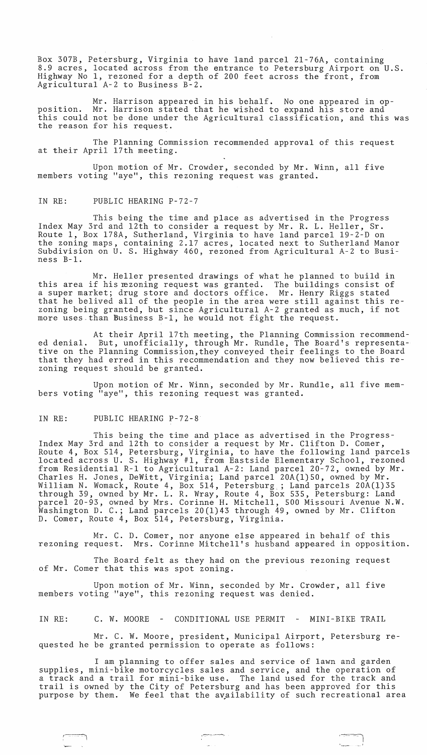Box 307B, Petersburg, Virginia to have land parcel 21-76A, containing 8.9 acres, located across from the entrance to Petersburg Airport on U.S. Highway No 1, rezoned for a depth of 200 feet across the front, from Agricultural A-2 to Business B-2.

Mr. Harrison appeared in his behalf. No one appeared in opposition. Mr. Harrison stated that he wished to expand his store and this could not be done under the Agricultural classification, and this was the reason for his request.

The Planning Commission recommended approval of this request at their April 17th meeting.

Upon motion of Mr. Crowder, seconded by Mr. Winn, all five members voting "aye", this rezoning request was granted.

IN RE: PUBLIC HEARING P-72-7

This being the time and place as advertised in the Progress Index May 3rd and 12th to consider a request by Mr. R. L. Heller, Sr. Route 1, Box 178A, Sutherland, Virginia to have land parcel 19-2-D on the zoning maps, containing 2.17 acres, located next to Sutherland Manor Subdivision on U. S. Highway 460, rezoned from Agricultural A-2 to Business B-1.

Mr. Heller presented drawings of what he planned to build in this area if his rezoning request was granted. The buildings consist of a super market; drug store and doctors office. Mr. Henry Riggs stated that he belived all of the people in the area were still against this rezoning being granted, but since Agricultural A-2 granted as much, if not more uses than Business B-1, he would not fight the request.

At their April 17th meeting, the Planning Commission recommended denial. But, unofficially, through Mr. Rundle, The Board's representative on the Planning Commission,they conveyed their feelings to the Board that they had erred in this recommendation and they now believed this rezoning request should be granted.

Upon motion of Mr. Winn, seconded by Mr. Rundle, all five members voting "aye", this rezoning request was granted.

IN RE: PUBLIC HEARING P-72-8

This being the time and place as advertised in the Progress-Index May 3rd and 12th to consider a request by Mr. Clifton D. Comer, Route 4, Box 514, Petersburg, Virginia, to have the following land parcels located across U. S. Highway #1, from Eastside Elementary School, rezoned from Residential R-1 to Agricultural A-2: Land parcel 20-72, owned by Mr. Charles H. Jones, DeWitt, Virginia; Land parcel 20A(1)50, owned by Mr. William N. Womack, Route 4, Box 514, Petersburg.; Land parcels 20A(1)35 through 39, owned by Mr. L. R. Wray, Route 4, Box 535, Petersburg: Land parcel 20-93, owned by Mrs. Corinne H. Mitchell, 500 Missouri Avenue N.W. Washington D. C.; Land parcels 20(1)43 through 49, owned by Mr. Clifton D. Comer, Route 4, Box 514, Petersburg, Virginia.

Mr. C. D. Comer, nor anyone else appeared in behalf of this rezoning request. Mrs. Corinne Mitchell's husband appeared in opposition.

The Board felt as they had on the previous rezoning request of Mr. Comer that this was spot zoning.

Upon motion of Mr. Winn, seconded by Mr. Crowder, all five members voting "aye", this rezoning request was denied.

IN RE: C. W. MOORE - CONDITIONAL USE PERMIT - MINI-BIKE TRAIL

Mr. C. W. Moore, president, Municipal Airport, Petersburg requested he be granted permission to operate as follows:

I am planning to offer sales and service of lawn and garden supplies, mini-bike motorcycles sales and service, and the operation of a track and a trail for mini-bike use. The land used for the track and trail is owned by the City of Petersburg and has been approved for this purpose by them. We feel that the availability of such recreational area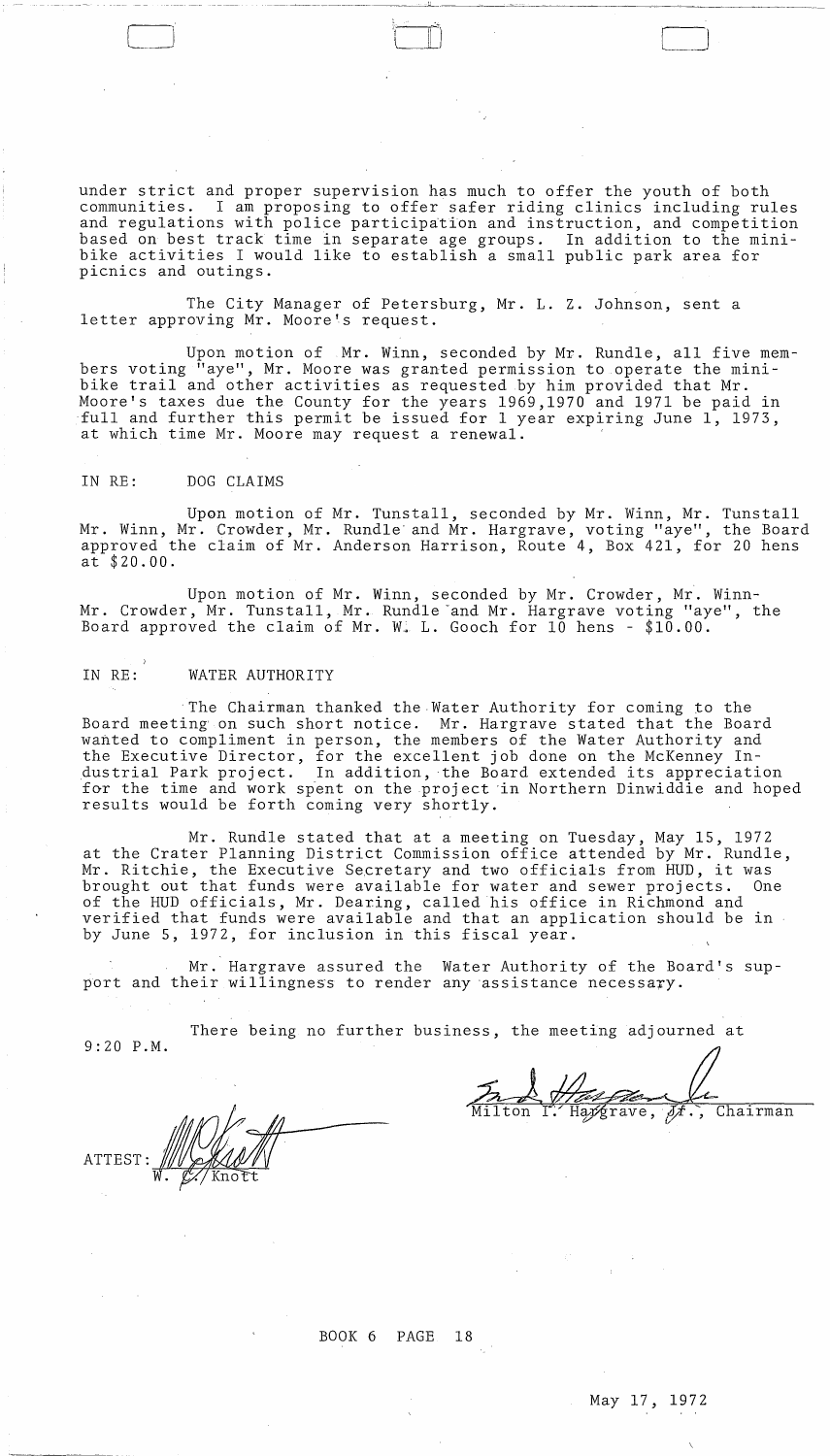under strict and proper supervision has much to offer the youth of both communities. I am proposing to offer safer riding clinics including rules and regulations with police participation and instruction, and competition based on best track time in separate age groups. In addition to the minibike activities I would like to establish a small public park area for picnics and outings.

The City Manager of Petersburg, Mr. L. Z. Johnson, sent a letter approving Mr. Moore's request.

Upon motion of Mr. Winn, seconded by Mr. Rundle, all five members voting "aye", Mr. Moore was granted permission to operate the minibike trail and other activities as requested by him provided that Mr. Moore's taxes due the County for the years 1969,1970 and 1971 be paid in full and further this permit be issued for 1 year expiring June 1, 1973, at which time Mr. Moore may request a renewal.

IN RE: DOG CLAIMS

Upon motion of Mr. Tunstall, seconded by Mr. Winn, Mr. Tunstall Mr. Winn, Mr. Crowder, Mr. Rundle and Mr. Hargrave, voting "aye", the Board approved the claim of Mr. Anderson Harrison, Route 4, Box 421, for 20 hens at $20.00.

Upon motion of Mr. Winn, seconded by Mr. Crowder, Mr. Winn-Mr. Crowder, Mr. Tunstall, Mr. Rundle and Mr. Hargrave voting "aye", the Board approved the claim of Mr. W. L. Gooch for 10 hens - $10.00.

IN RE: WATER AUTHORITY

The Chairman thanked the Water Authority for coming to the Board meeting on such short notice. Mr. Hargrave stated that the Board wanted to compliment in person, the members of the Water Authority and the Executive Director, for the excellent job done on the McKenney Industrial Park project. In addition, the Board extended its appreciation for the time and work spent on the project in Northern Dinwiddie and hoped results would be forth coming very shortly.

Mr. Rundle stated that at a meeting on Tuesday, May 15, 1972 at the Crater Planning District Commission office attended by Mr. Rundle, Mr. Ritchie, the Executive Secretary and two officials from HUD, it was brought out that funds were available for water and sewer projects. One of the HUD officials, Mr. Dearing, called his office in Richmond and verified that funds were available and that an application should be in by June 5, 1972, for inclusion in this fiscal year.

Mr. Hargrave assured the Water Authority of the Board's support and their willingness to render any assistance necessary.

There being no further business, the meeting adjourned at 9:20 P.M.

Milton I. Hargrave, Jr., Chairman

ATTEST: W. C. Knott

BOOK 6 PAGE 18

May 17, 1972